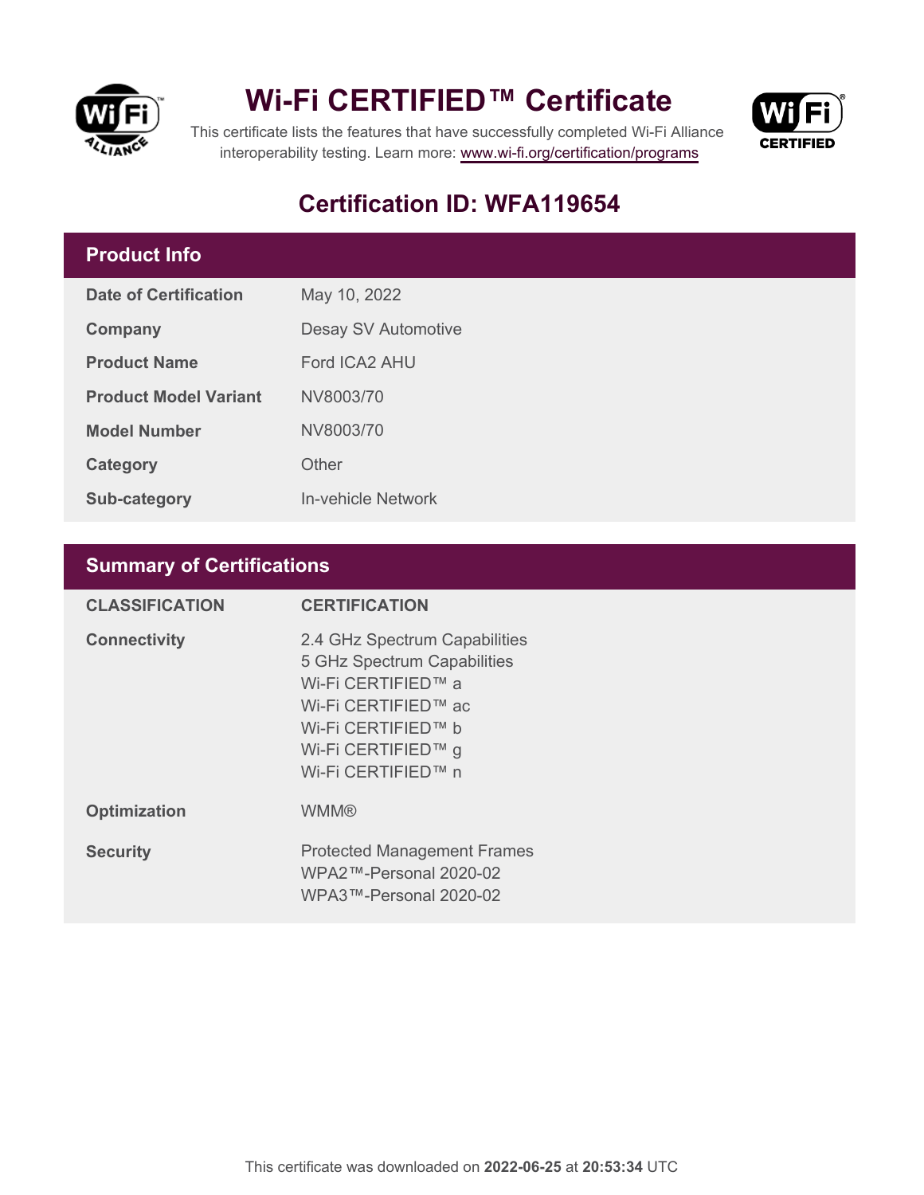# Wi-Fi CERTIFIED™ Certificate

This certificate lists the features that have successfully completed Wi-Fi Alliance interoperability testing. Learn more: www.wi-fi.org/certification/programs

## Certification ID: WFA119654

## Product Info

| | |
|---|---|
| **Date of Certification** | May 10, 2022 |
| **Company** | Desay SV Automotive |
| **Product Name** | Ford ICA2 AHU |
| **Product Model Variant** | NV8003/70 |
| **Model Number** | NV8003/70 |
| **Category** | Other |
| **Sub-category** | In-vehicle Network |

## Summary of Certifications

| CLASSIFICATION | CERTIFICATION |
|---|---|
| **Connectivity** | 2.4 GHz Spectrum Capabilities<br>5 GHz Spectrum Capabilities<br>Wi-Fi CERTIFIED™ a<br>Wi-Fi CERTIFIED™ ac<br>Wi-Fi CERTIFIED™ b<br>Wi-Fi CERTIFIED™ g<br>Wi-Fi CERTIFIED™ n |
| **Optimization** | WMM® |
| **Security** | Protected Management Frames<br>WPA2™-Personal 2020-02<br>WPA3™-Personal 2020-02 |

This certificate was downloaded on **2022-06-25** at **20:53:34** UTC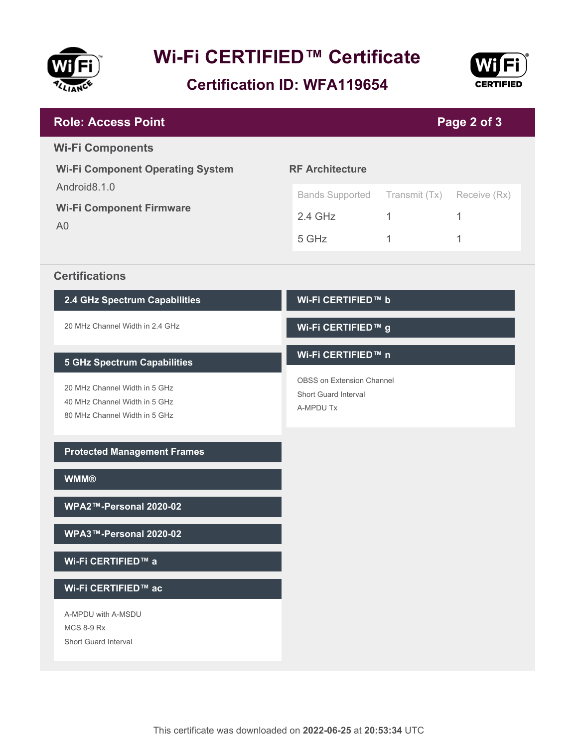# Wi-Fi CERTIFIED™ Certificate

## Certification ID: WFA119654

## Role: Access Point

### Wi-Fi Components

**Wi-Fi Component Operating System**

Android8.1.0

**Wi-Fi Component Firmware**

A0

**RF Architecture**

| Bands Supported | Transmit (Tx) | Receive (Rx) |
|---|---|---|
| 2.4 GHz | 1 | 1 |
| 5 GHz | 1 | 1 |

### Certifications

**2.4 GHz Spectrum Capabilities**

- 20 MHz Channel Width in 2.4 GHz

**5 GHz Spectrum Capabilities**

- 20 MHz Channel Width in 5 GHz
- 40 MHz Channel Width in 5 GHz
- 80 MHz Channel Width in 5 GHz

**Protected Management Frames**

**WMM®**

**WPA2™-Personal 2020-02**

**WPA3™-Personal 2020-02**

**Wi-Fi CERTIFIED™ a**

**Wi-Fi CERTIFIED™ ac**

- A-MPDU with A-MSDU
- MCS 8-9 Rx
- Short Guard Interval

**Wi-Fi CERTIFIED™ b**

**Wi-Fi CERTIFIED™ g**

**Wi-Fi CERTIFIED™ n**

- OBSS on Extension Channel
- Short Guard Interval
- A-MPDU Tx

This certificate was downloaded on **2022-06-25** at **20:53:34** UTC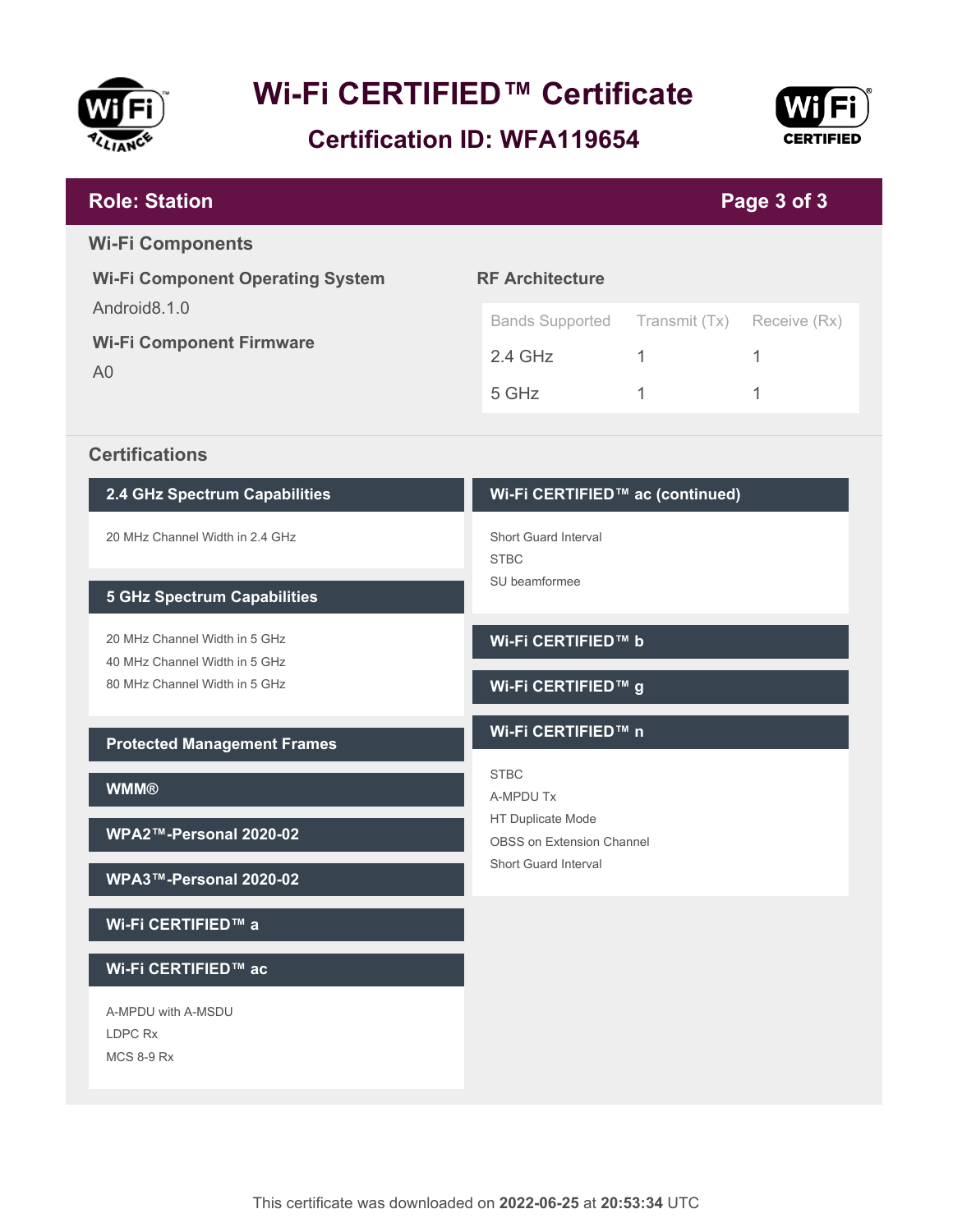# Wi-Fi CERTIFIED™ Certificate

## Certification ID: WFA119654

**Role: Station**

## Wi-Fi Components

### Wi-Fi Component Operating System

Android8.1.0

### Wi-Fi Component Firmware

A0

### RF Architecture

| Bands Supported | Transmit (Tx) | Receive (Rx) |
| --- | --- | --- |
| 2.4 GHz | 1 | 1 |
| 5 GHz | 1 | 1 |

## Certifications

### 2.4 GHz Spectrum Capabilities

20 MHz Channel Width in 2.4 GHz

### 5 GHz Spectrum Capabilities

20 MHz Channel Width in 5 GHz
40 MHz Channel Width in 5 GHz
80 MHz Channel Width in 5 GHz

### Protected Management Frames

### WMM®

### WPA2™-Personal 2020-02

### WPA3™-Personal 2020-02

### Wi-Fi CERTIFIED™ a

### Wi-Fi CERTIFIED™ ac

A-MPDU with A-MSDU
LDPC Rx
MCS 8-9 Rx

### Wi-Fi CERTIFIED™ ac (continued)

Short Guard Interval
STBC
SU beamformee

### Wi-Fi CERTIFIED™ b

### Wi-Fi CERTIFIED™ g

### Wi-Fi CERTIFIED™ n

STBC
A-MPDU Tx
HT Duplicate Mode
OBSS on Extension Channel
Short Guard Interval

This certificate was downloaded on **2022-06-25** at **20:53:34** UTC